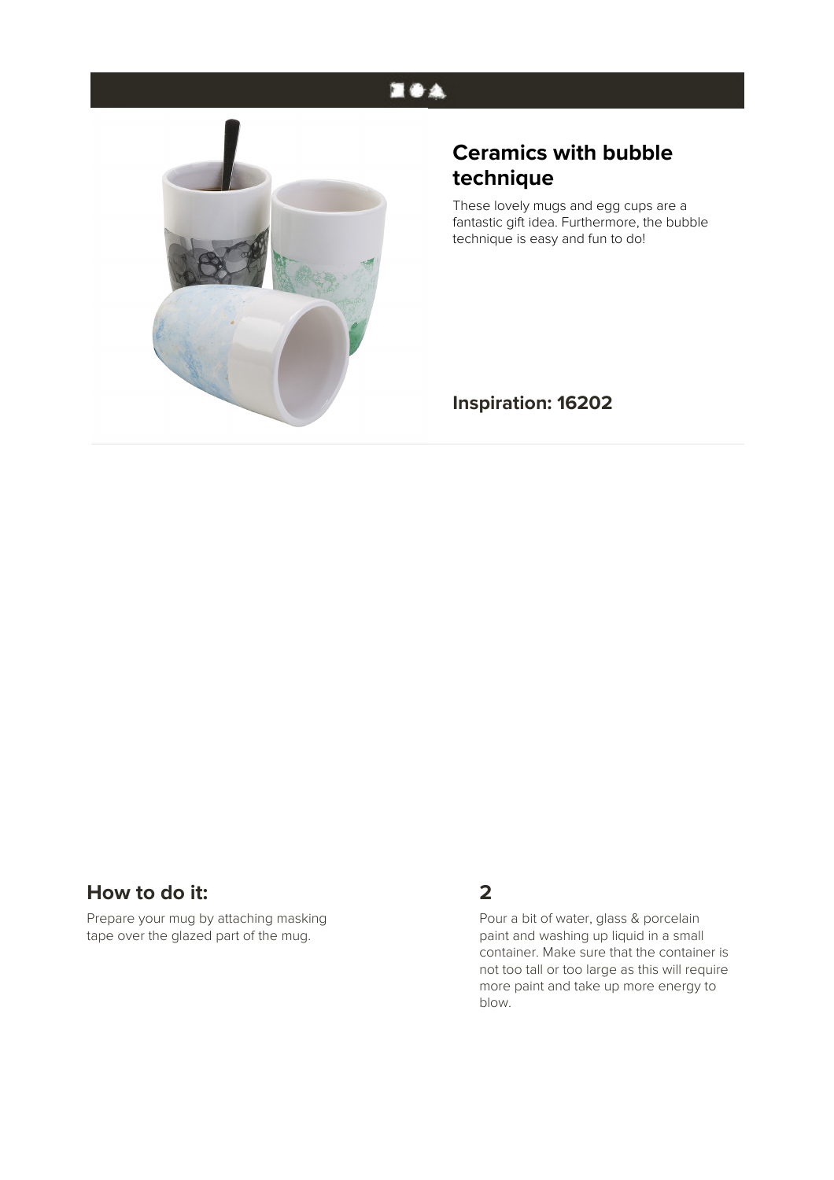# Ceramics with bubble technique

These lovely mugs and egg cups are a fantastic gift idea. Furthermore, the bubble technique is easy and fun to do!

**Inspiration: 16202**

## How to do it:

Prepare your mug by attaching masking tape over the glazed part of the mug.

## 2

Pour a bit of water, glass & porcelain paint and washing up liquid in a small container. Make sure that the container is not too tall or too large as this will require more paint and take up more energy to blow.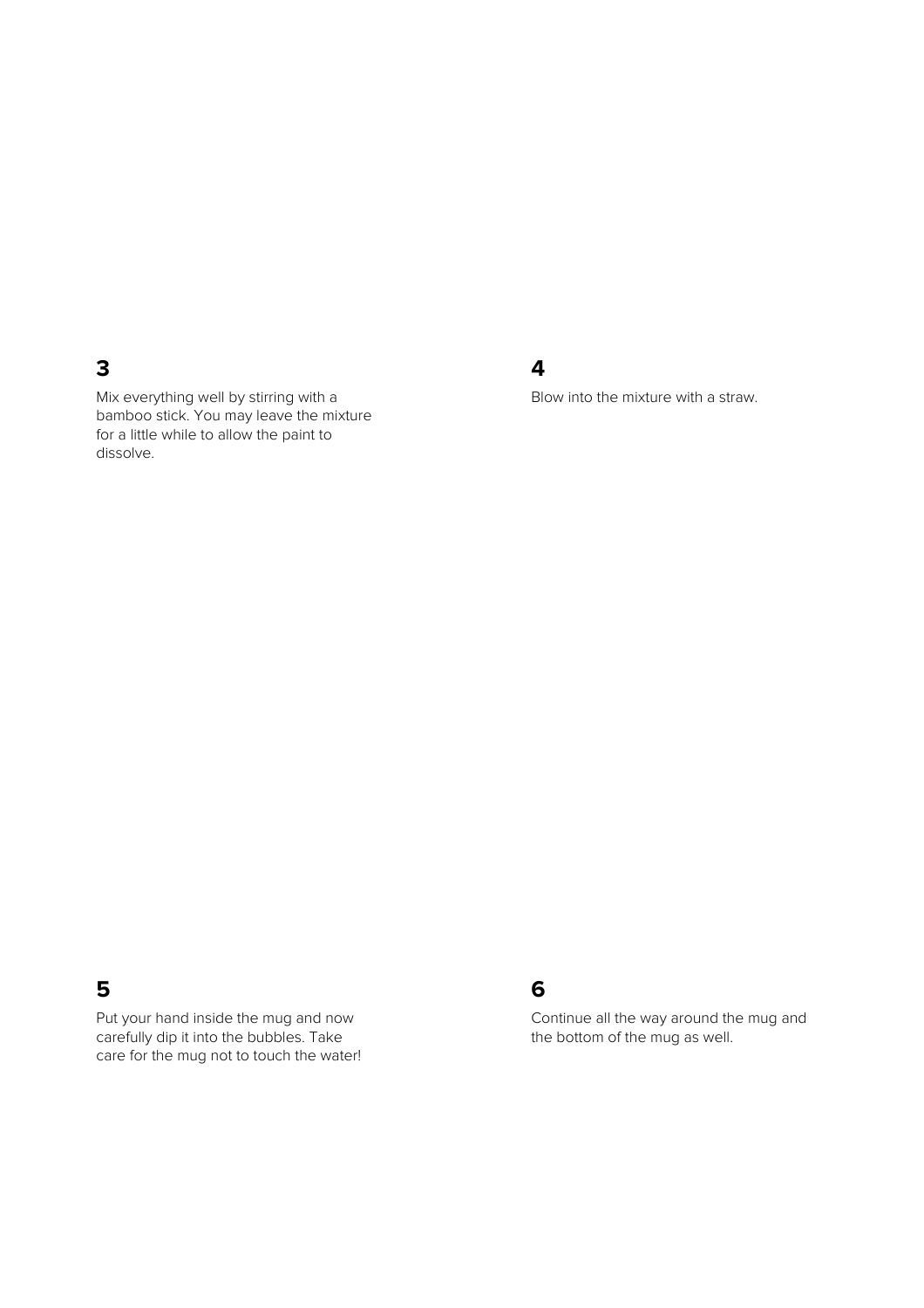### 3

Mix everything well by stirring with a bamboo stick. You may leave the mixture for a little while to allow the paint to dissolve.

### 4

Blow into the mixture with a straw.

### 5

Put your hand inside the mug and now carefully dip it into the bubbles. Take care for the mug not to touch the water!

### 6

Continue all the way around the mug and the bottom of the mug as well.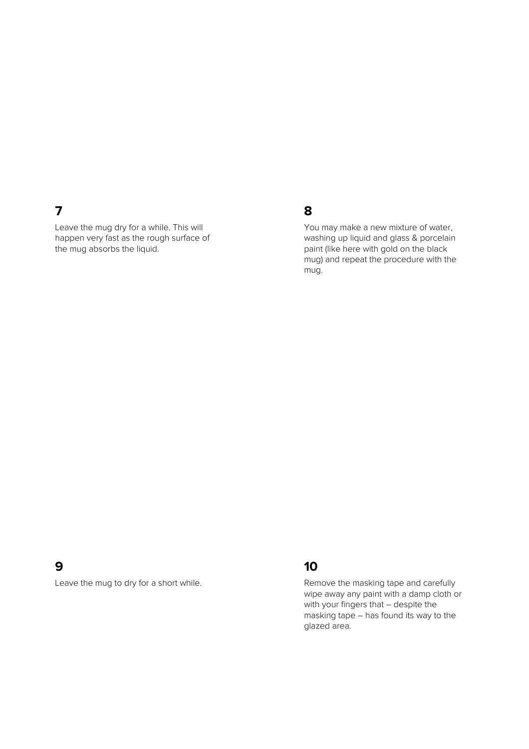## 7

Leave the mug dry for a while. This will happen very fast as the rough surface of the mug absorbs the liquid.

## 8

You may make a new mixture of water, washing up liquid and glass & porcelain paint (like here with gold on the black mug) and repeat the procedure with the mug.

## 9

Leave the mug to dry for a short while.

## 10

Remove the masking tape and carefully wipe away any paint with a damp cloth or with your fingers that – despite the masking tape – has found its way to the glazed area.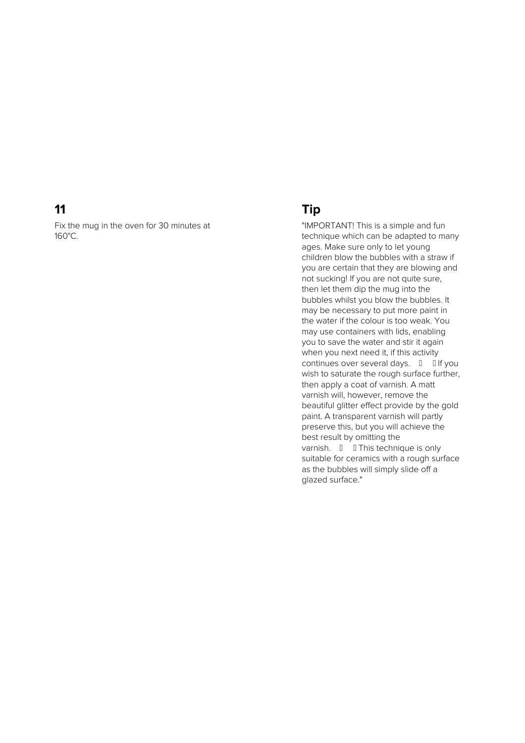## 11

Fix the mug in the oven for 30 minutes at 160°C.

## Tip

"IMPORTANT! This is a simple and fun technique which can be adapted to many ages. Make sure only to let young children blow the bubbles with a straw if you are certain that they are blowing and not sucking! If you are not quite sure, then let them dip the mug into the bubbles whilst you blow the bubbles. It may be necessary to put more paint in the water if the colour is too weak. You may use containers with lids, enabling you to save the water and stir it again when you next need it, if this activity continues over several days. If you wish to saturate the rough surface further, then apply a coat of varnish. A matt varnish will, however, remove the beautiful glitter effect provide by the gold paint. A transparent varnish will partly preserve this, but you will achieve the best result by omitting the varnish. This technique is only suitable for ceramics with a rough surface as the bubbles will simply slide off a glazed surface."